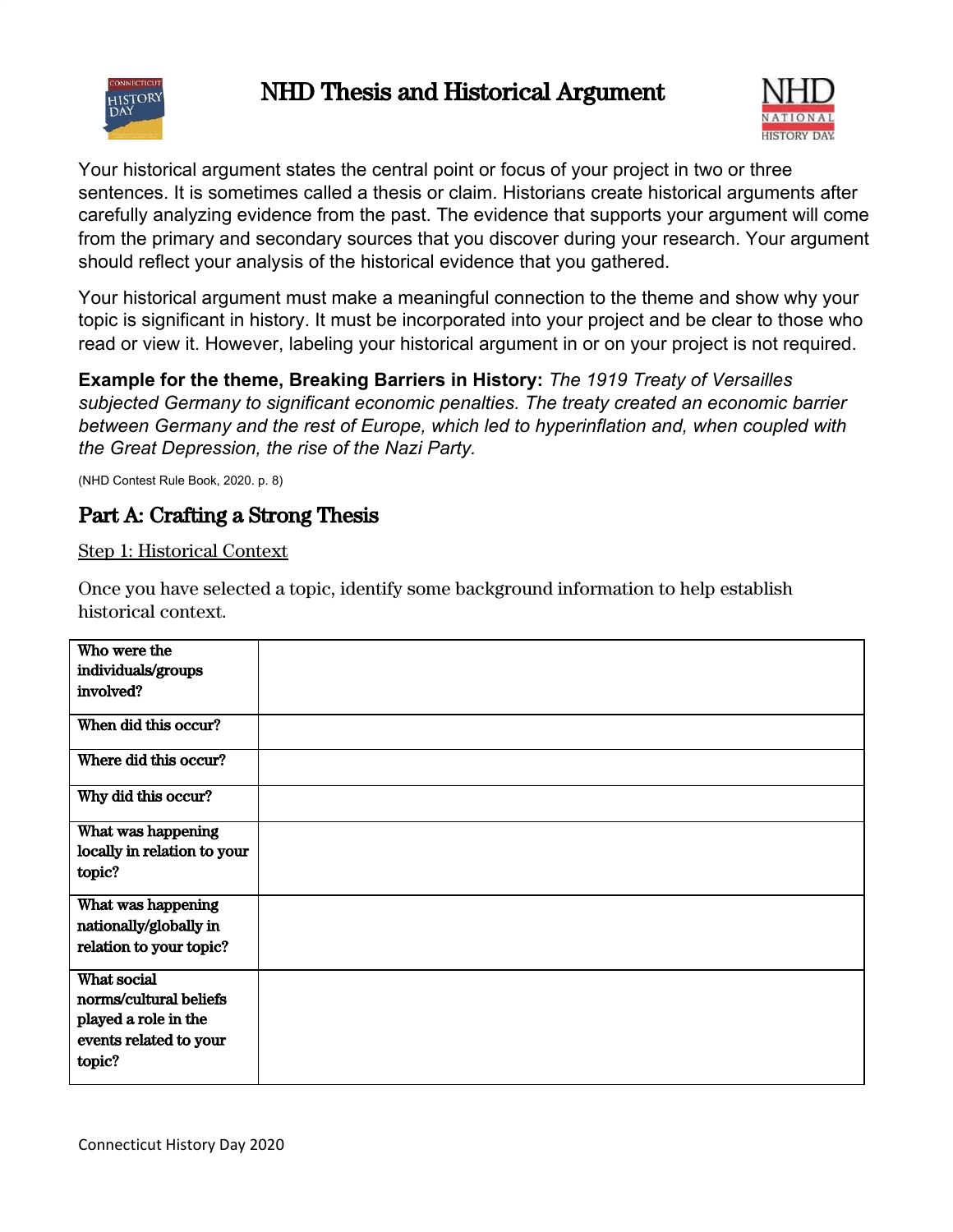# NHD Thesis and Historical Argument

Your historical argument states the central point or focus of your project in two or three sentences. It is sometimes called a thesis or claim. Historians create historical arguments after carefully analyzing evidence from the past. The evidence that supports your argument will come from the primary and secondary sources that you discover during your research. Your argument should reflect your analysis of the historical evidence that you gathered.

Your historical argument must make a meaningful connection to the theme and show why your topic is significant in history. It must be incorporated into your project and be clear to those who read or view it. However, labeling your historical argument in or on your project is not required.

**Example for the theme, Breaking Barriers in History:** *The 1919 Treaty of Versailles subjected Germany to significant economic penalties. The treaty created an economic barrier between Germany and the rest of Europe, which led to hyperinflation and, when coupled with the Great Depression, the rise of the Nazi Party.*

(NHD Contest Rule Book, 2020. p. 8)

## Part A: Crafting a Strong Thesis

Step 1: Historical Context

Once you have selected a topic, identify some background information to help establish historical context.

| | |
|---|---|
| **Who were the individuals/groups involved?** | |
| **When did this occur?** | |
| **Where did this occur?** | |
| **Why did this occur?** | |
| **What was happening locally in relation to your topic?** | |
| **What was happening nationally/globally in relation to your topic?** | |
| **What social norms/cultural beliefs played a role in the events related to your topic?** | |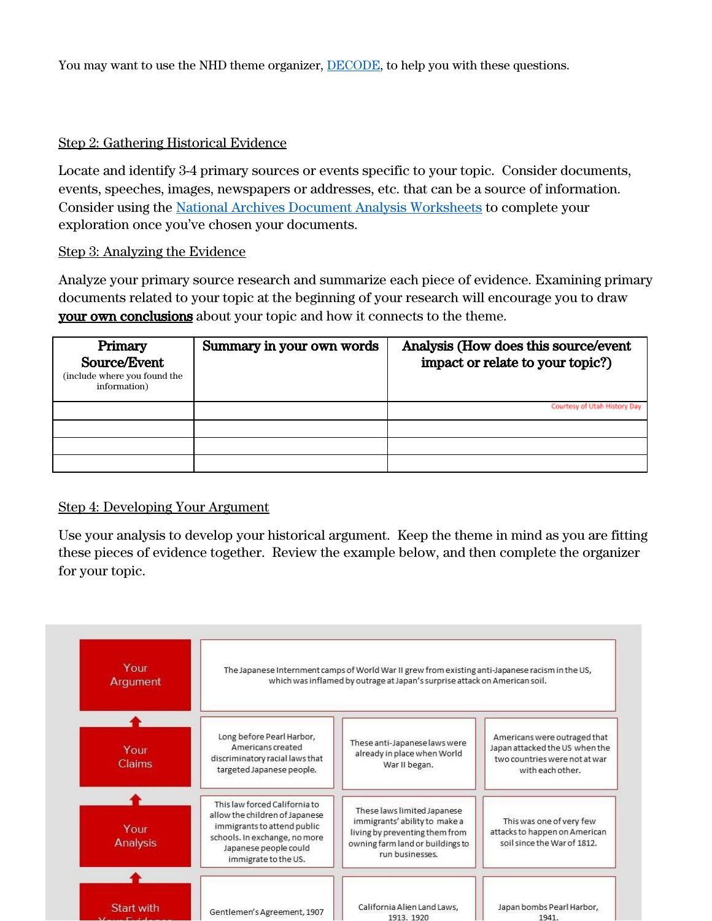You may want to use the NHD theme organizer, DECODE, to help you with these questions.

Step 2: Gathering Historical Evidence

Locate and identify 3-4 primary sources or events specific to your topic. Consider documents, events, speeches, images, newspapers or addresses, etc. that can be a source of information. Consider using the National Archives Document Analysis Worksheets to complete your exploration once you've chosen your documents.

Step 3: Analyzing the Evidence

Analyze your primary source research and summarize each piece of evidence. Examining primary documents related to your topic at the beginning of your research will encourage you to draw **your own conclusions** about your topic and how it connects to the theme.

| **Primary Source/Event** (include where you found the information) | **Summary in your own words** | **Analysis (How does this source/event impact or relate to your topic?)** |
| --- | --- | --- |
| | | Courtesy of Utah History Day |
| | | |
| | | |
| | | |

Step 4: Developing Your Argument

Use your analysis to develop your historical argument. Keep the theme in mind as you are fitting these pieces of evidence together. Review the example below, and then complete the organizer for your topic.

| | | | |
| --- | --- | --- | --- |
| Your Argument | The Japanese Internment camps of World War II grew from existing anti-Japanese racism in the US, which was inflamed by outrage at Japan's surprise attack on American soil. | | |
| Your Claims | Long before Pearl Harbor, Americans created discriminatory racial laws that targeted Japanese people. | These anti-Japanese laws were already in place when World War II began. | Americans were outraged that Japan attacked the US when the two countries were not at war with each other. |
| Your Analysis | This law forced California to allow the children of Japanese immigrants to attend public schools. In exchange, no more Japanese people could immigrate to the US. | These laws limited Japanese immigrants' ability to make a living by preventing them from owning farm land or buildings to run businesses. | This was one of very few attacks to happen on American soil since the War of 1812. |
| Start with Your Evidence | Gentlemen's Agreement, 1907 | California Alien Land Laws, 1913, 1920 | Japan bombs Pearl Harbor, 1941. |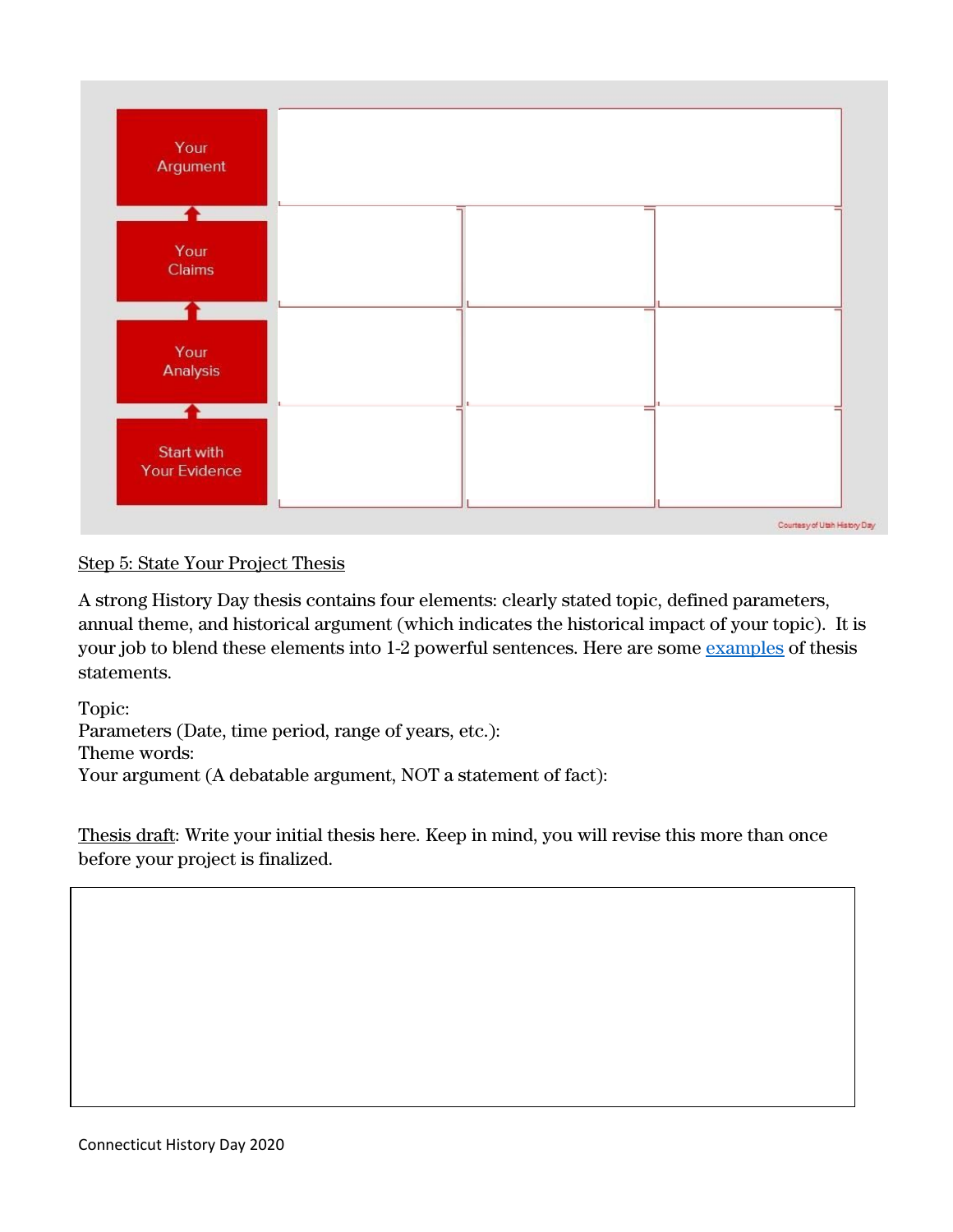| Your Argument | | | |
|---|---|---|---|
| Your Claims | | | |
| Your Analysis | | | |
| Start with Your Evidence | | | |

Courtesy of Utah History Day

Step 5: State Your Project Thesis

A strong History Day thesis contains four elements: clearly stated topic, defined parameters, annual theme, and historical argument (which indicates the historical impact of your topic). It is your job to blend these elements into 1-2 powerful sentences. Here are some examples of thesis statements.

Topic:
Parameters (Date, time period, range of years, etc.):
Theme words:
Your argument (A debatable argument, NOT a statement of fact):

Thesis draft: Write your initial thesis here. Keep in mind, you will revise this more than once before your project is finalized.

| |
|---|
| |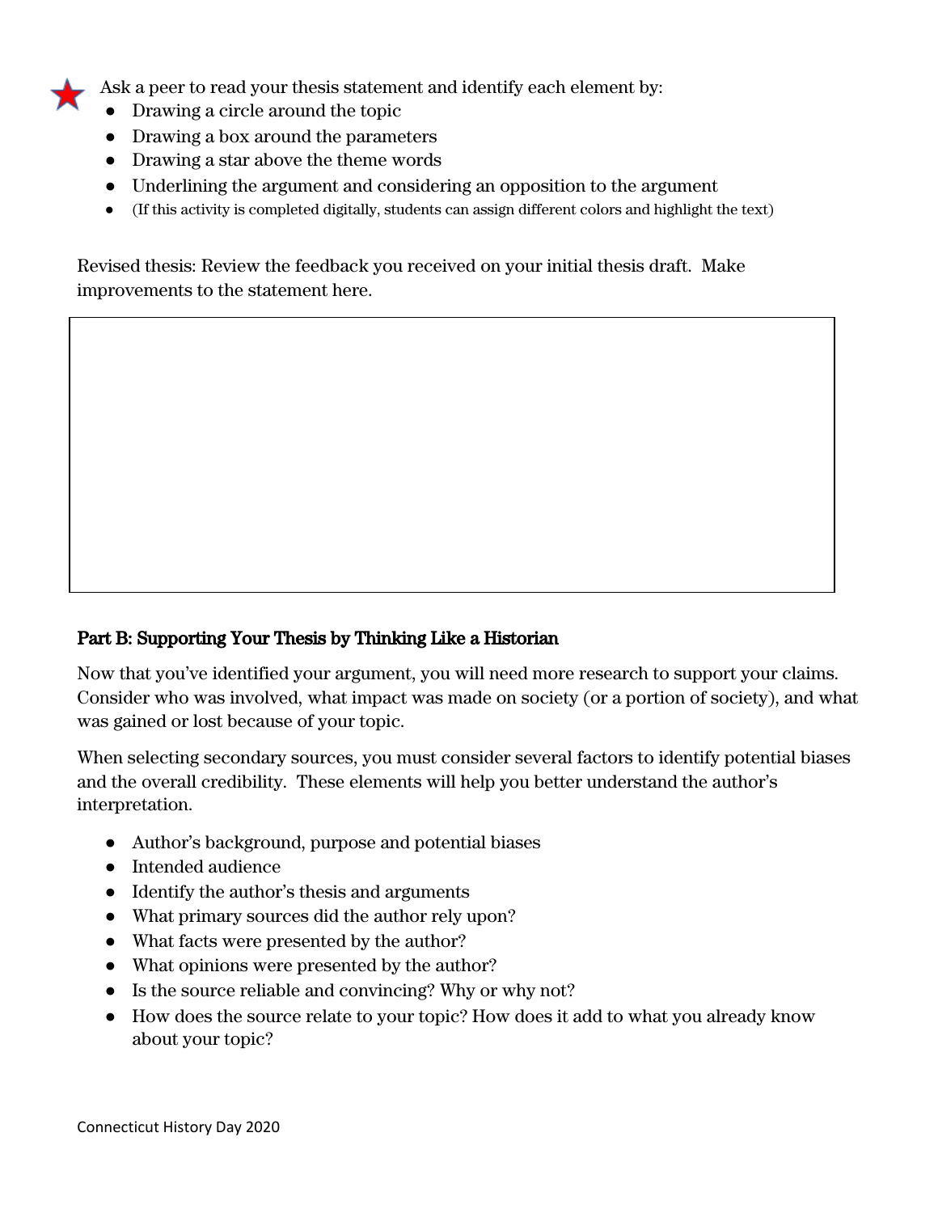Ask a peer to read your thesis statement and identify each element by:

- Drawing a circle around the topic
- Drawing a box around the parameters
- Drawing a star above the theme words
- Underlining the argument and considering an opposition to the argument
- (If this activity is completed digitally, students can assign different colors and highlight the text)

Revised thesis: Review the feedback you received on your initial thesis draft. Make improvements to the statement here.

|   |
|---|
|   |

**Part B: Supporting Your Thesis by Thinking Like a Historian**

Now that you've identified your argument, you will need more research to support your claims. Consider who was involved, what impact was made on society (or a portion of society), and what was gained or lost because of your topic.

When selecting secondary sources, you must consider several factors to identify potential biases and the overall credibility. These elements will help you better understand the author's interpretation.

- Author's background, purpose and potential biases
- Intended audience
- Identify the author's thesis and arguments
- What primary sources did the author rely upon?
- What facts were presented by the author?
- What opinions were presented by the author?
- Is the source reliable and convincing? Why or why not?
- How does the source relate to your topic? How does it add to what you already know about your topic?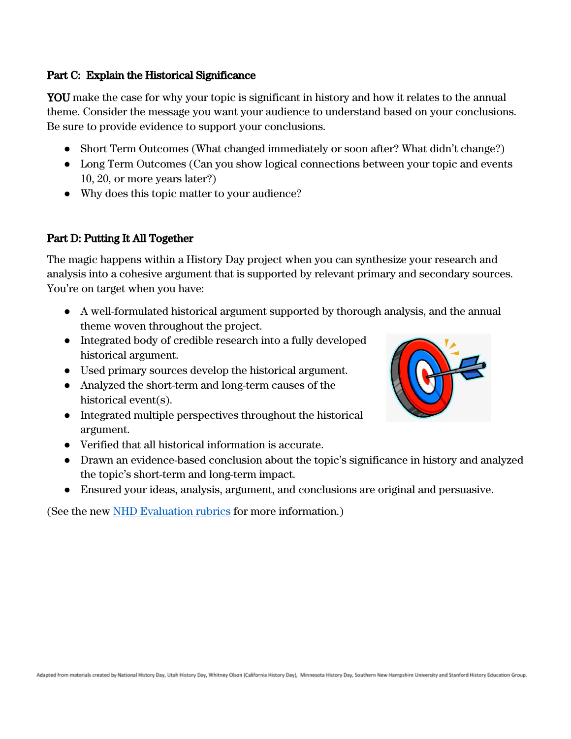**Part C: Explain the Historical Significance**

**YOU** make the case for why your topic is significant in history and how it relates to the annual theme. Consider the message you want your audience to understand based on your conclusions. Be sure to provide evidence to support your conclusions.

- Short Term Outcomes (What changed immediately or soon after? What didn't change?)
- Long Term Outcomes (Can you show logical connections between your topic and events 10, 20, or more years later?)
- Why does this topic matter to your audience?

**Part D: Putting It All Together**

The magic happens within a History Day project when you can synthesize your research and analysis into a cohesive argument that is supported by relevant primary and secondary sources. You're on target when you have:

- A well-formulated historical argument supported by thorough analysis, and the annual theme woven throughout the project.
- Integrated body of credible research into a fully developed historical argument.
- Used primary sources develop the historical argument.
- Analyzed the short-term and long-term causes of the historical event(s).
- Integrated multiple perspectives throughout the historical argument.
- Verified that all historical information is accurate.
- Drawn an evidence-based conclusion about the topic's significance in history and analyzed the topic's short-term and long-term impact.
- Ensured your ideas, analysis, argument, and conclusions are original and persuasive.

(See the new [NHD Evaluation rubrics]() for more information.)

Adapted from materials created by National History Day, Utah History Day, Whitney Olson (California History Day), Minnesota History Day, Southern New Hampshire University and Stanford History Education Group.